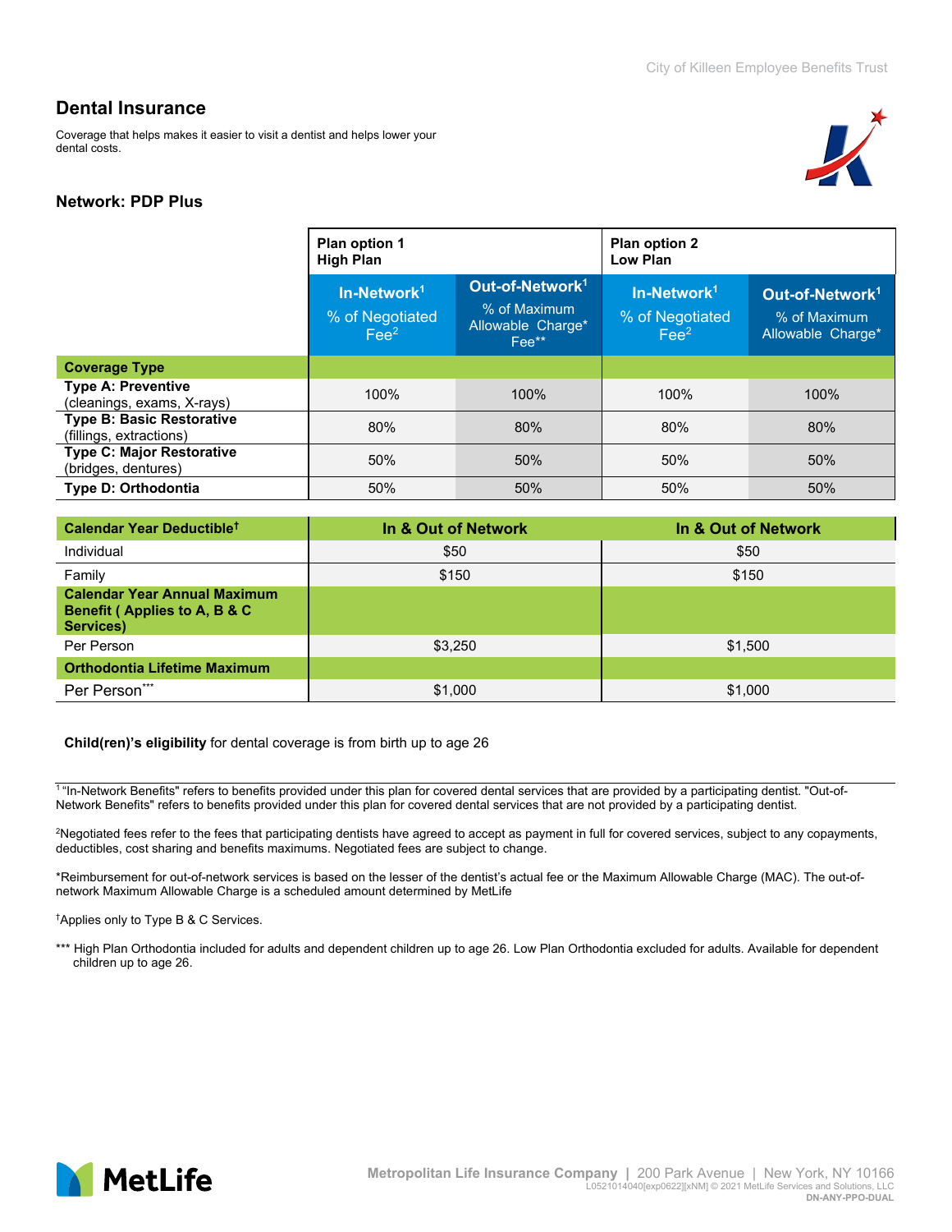## Dental Insurance

Coverage that helps makes it easier to visit a dentist and helps lower your dental costs.

### Network: PDP Plus

| | Plan option 1 High Plan | | Plan option 2 Low Plan | |
|---|---|---|---|---|
| | **In-Network**[1] % of Negotiated Fee[2] | **Out-of-Network**[1] % of Maximum Allowable Charge* Fee** | **In-Network**[1] % of Negotiated Fee[2] | **Out-of-Network**[1] % of Maximum Allowable Charge* |
| **Coverage Type** | | | | |
| **Type A: Preventive** (cleanings, exams, X-rays) | 100% | 100% | 100% | 100% |
| **Type B: Basic Restorative** (fillings, extractions) | 80% | 80% | 80% | 80% |
| **Type C: Major Restorative** (bridges, dentures) | 50% | 50% | 50% | 50% |
| **Type D: Orthodontia** | 50% | 50% | 50% | 50% |

| **Calendar Year Deductible**† | **In & Out of Network** | **In & Out of Network** |
|---|---|---|
| Individual | $50 | $50 |
| Family | $150 | $150 |
| **Calendar Year Annual Maximum Benefit ( Applies to A, B & C Services)** | | |
| Per Person | $3,250 | $1,500 |
| **Orthodontia Lifetime Maximum** | | |
| Per Person*** | $1,000 | $1,000 |

**Child(ren)'s eligibility** for dental coverage is from birth up to age 26

[1] "In-Network Benefits" refers to benefits provided under this plan for covered dental services that are provided by a participating dentist. "Out-of-Network Benefits" refers to benefits provided under this plan for covered dental services that are not provided by a participating dentist.

[2] Negotiated fees refer to the fees that participating dentists have agreed to accept as payment in full for covered services, subject to any copayments, deductibles, cost sharing and benefits maximums. Negotiated fees are subject to change.

*Reimbursement for out-of-network services is based on the lesser of the dentist's actual fee or the Maximum Allowable Charge (MAC). The out-of-network Maximum Allowable Charge is a scheduled amount determined by MetLife

†Applies only to Type B & C Services.

*** High Plan Orthodontia included for adults and dependent children up to age 26. Low Plan Orthodontia excluded for adults. Available for dependent children up to age 26.

Metropolitan Life Insurance Company | 200 Park Avenue | New York, NY 10166
L0521014040[exp0622][xNM] © 2021 MetLife Services and Solutions, LLC
DN-ANY-PPO-DUAL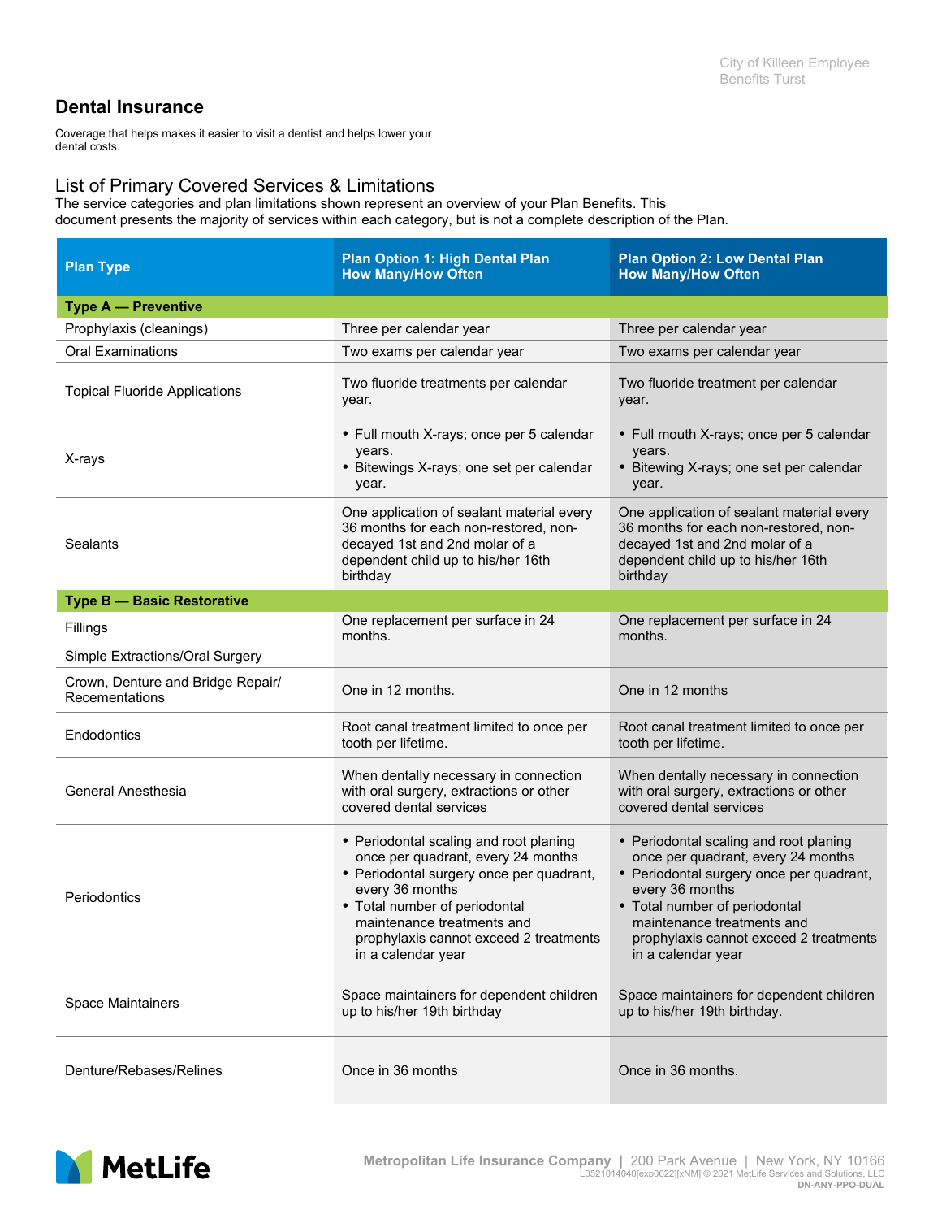## Dental Insurance

Coverage that helps makes it easier to visit a dentist and helps lower your dental costs.

### List of Primary Covered Services & Limitations

The service categories and plan limitations shown represent an overview of your Plan Benefits. This document presents the majority of services within each category, but is not a complete description of the Plan.

| Plan Type | Plan Option 1: High Dental Plan How Many/How Often | Plan Option 2: Low Dental Plan How Many/How Often |
|---|---|---|
| **Type A — Preventive** | | |
| Prophylaxis (cleanings) | Three per calendar year | Three per calendar year |
| Oral Examinations | Two exams per calendar year | Two exams per calendar year |
| Topical Fluoride Applications | Two fluoride treatments per calendar year. | Two fluoride treatment per calendar year. |
| X-rays | • Full mouth X-rays; once per 5 calendar years.<br>• Bitewings X-rays; one set per calendar year. | • Full mouth X-rays; once per 5 calendar years.<br>• Bitewing X-rays; one set per calendar year. |
| Sealants | One application of sealant material every 36 months for each non-restored, non-decayed 1st and 2nd molar of a dependent child up to his/her 16th birthday | One application of sealant material every 36 months for each non-restored, non-decayed 1st and 2nd molar of a dependent child up to his/her 16th birthday |
| **Type B — Basic Restorative** | | |
| Fillings | One replacement per surface in 24 months. | One replacement per surface in 24 months. |
| Simple Extractions/Oral Surgery | | |
| Crown, Denture and Bridge Repair/ Recementations | One in 12 months. | One in 12 months |
| Endodontics | Root canal treatment limited to once per tooth per lifetime. | Root canal treatment limited to once per tooth per lifetime. |
| General Anesthesia | When dentally necessary in connection with oral surgery, extractions or other covered dental services | When dentally necessary in connection with oral surgery, extractions or other covered dental services |
| Periodontics | • Periodontal scaling and root planing once per quadrant, every 24 months<br>• Periodontal surgery once per quadrant, every 36 months<br>• Total number of periodontal maintenance treatments and prophylaxis cannot exceed 2 treatments in a calendar year | • Periodontal scaling and root planing once per quadrant, every 24 months<br>• Periodontal surgery once per quadrant, every 36 months<br>• Total number of periodontal maintenance treatments and prophylaxis cannot exceed 2 treatments in a calendar year |
| Space Maintainers | Space maintainers for dependent children up to his/her 19th birthday | Space maintainers for dependent children up to his/her 19th birthday. |
| Denture/Rebases/Relines | Once in 36 months | Once in 36 months. |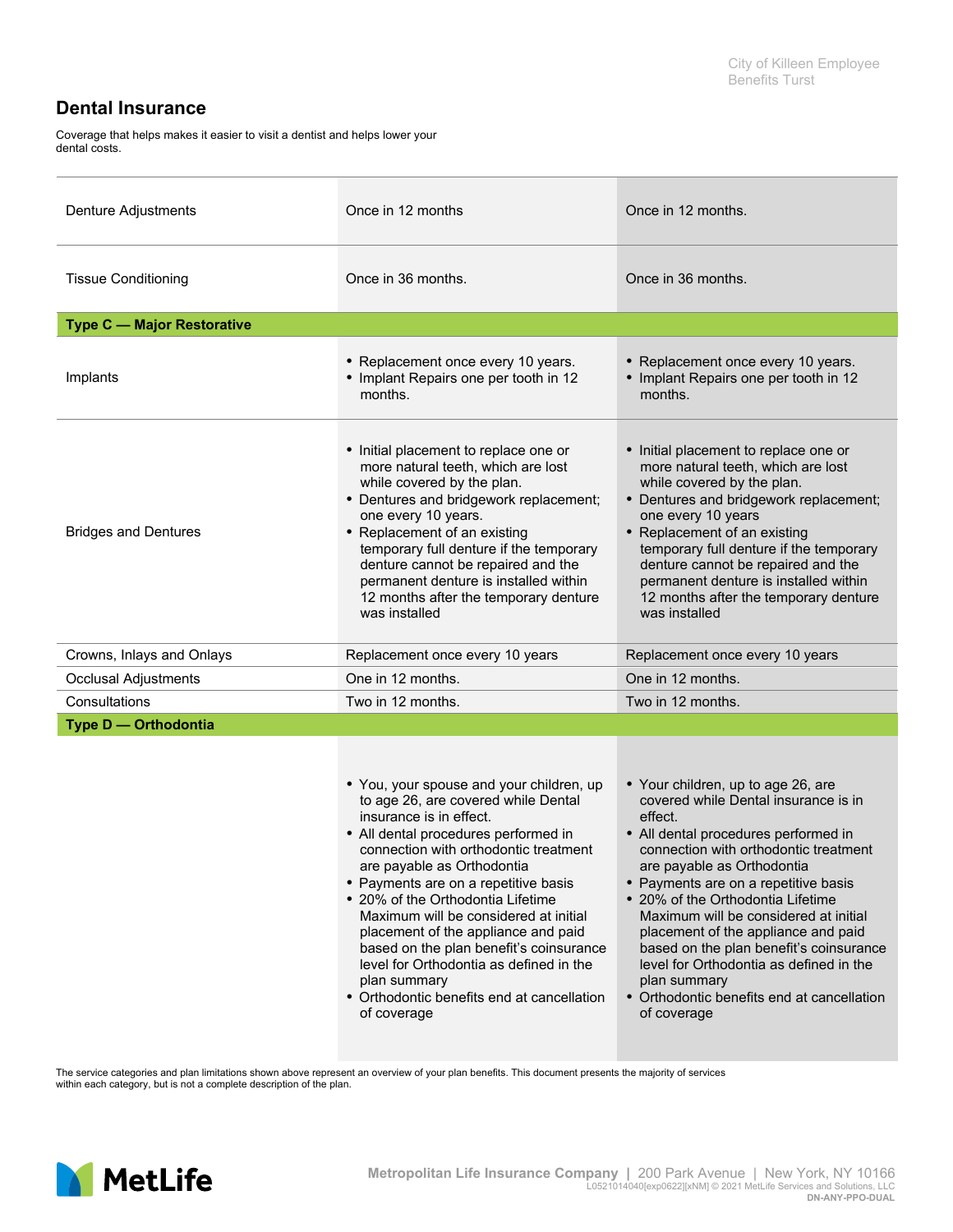## Dental Insurance

Coverage that helps makes it easier to visit a dentist and helps lower your dental costs.

| | | |
|---|---|---|
| Denture Adjustments | Once in 12 months | Once in 12 months. |
| Tissue Conditioning | Once in 36 months. | Once in 36 months. |
| **Type C — Major Restorative** | | |
| Implants | • Replacement once every 10 years.<br>• Implant Repairs one per tooth in 12 months. | • Replacement once every 10 years.<br>• Implant Repairs one per tooth in 12 months. |
| Bridges and Dentures | • Initial placement to replace one or more natural teeth, which are lost while covered by the plan.<br>• Dentures and bridgework replacement; one every 10 years.<br>• Replacement of an existing temporary full denture if the temporary denture cannot be repaired and the permanent denture is installed within 12 months after the temporary denture was installed | • Initial placement to replace one or more natural teeth, which are lost while covered by the plan.<br>• Dentures and bridgework replacement; one every 10 years<br>• Replacement of an existing temporary full denture if the temporary denture cannot be repaired and the permanent denture is installed within 12 months after the temporary denture was installed |
| Crowns, Inlays and Onlays | Replacement once every 10 years | Replacement once every 10 years |
| Occlusal Adjustments | One in 12 months. | One in 12 months. |
| Consultations | Two in 12 months. | Two in 12 months. |
| **Type D — Orthodontia** | | |
| | • You, your spouse and your children, up to age 26, are covered while Dental insurance is in effect.<br>• All dental procedures performed in connection with orthodontic treatment are payable as Orthodontia<br>• Payments are on a repetitive basis<br>• 20% of the Orthodontia Lifetime Maximum will be considered at initial placement of the appliance and paid based on the plan benefit's coinsurance level for Orthodontia as defined in the plan summary<br>• Orthodontic benefits end at cancellation of coverage | • Your children, up to age 26, are covered while Dental insurance is in effect.<br>• All dental procedures performed in connection with orthodontic treatment are payable as Orthodontia<br>• Payments are on a repetitive basis<br>• 20% of the Orthodontia Lifetime Maximum will be considered at initial placement of the appliance and paid based on the plan benefit's coinsurance level for Orthodontia as defined in the plan summary<br>• Orthodontic benefits end at cancellation of coverage |

The service categories and plan limitations shown above represent an overview of your plan benefits. This document presents the majority of services within each category, but is not a complete description of the plan.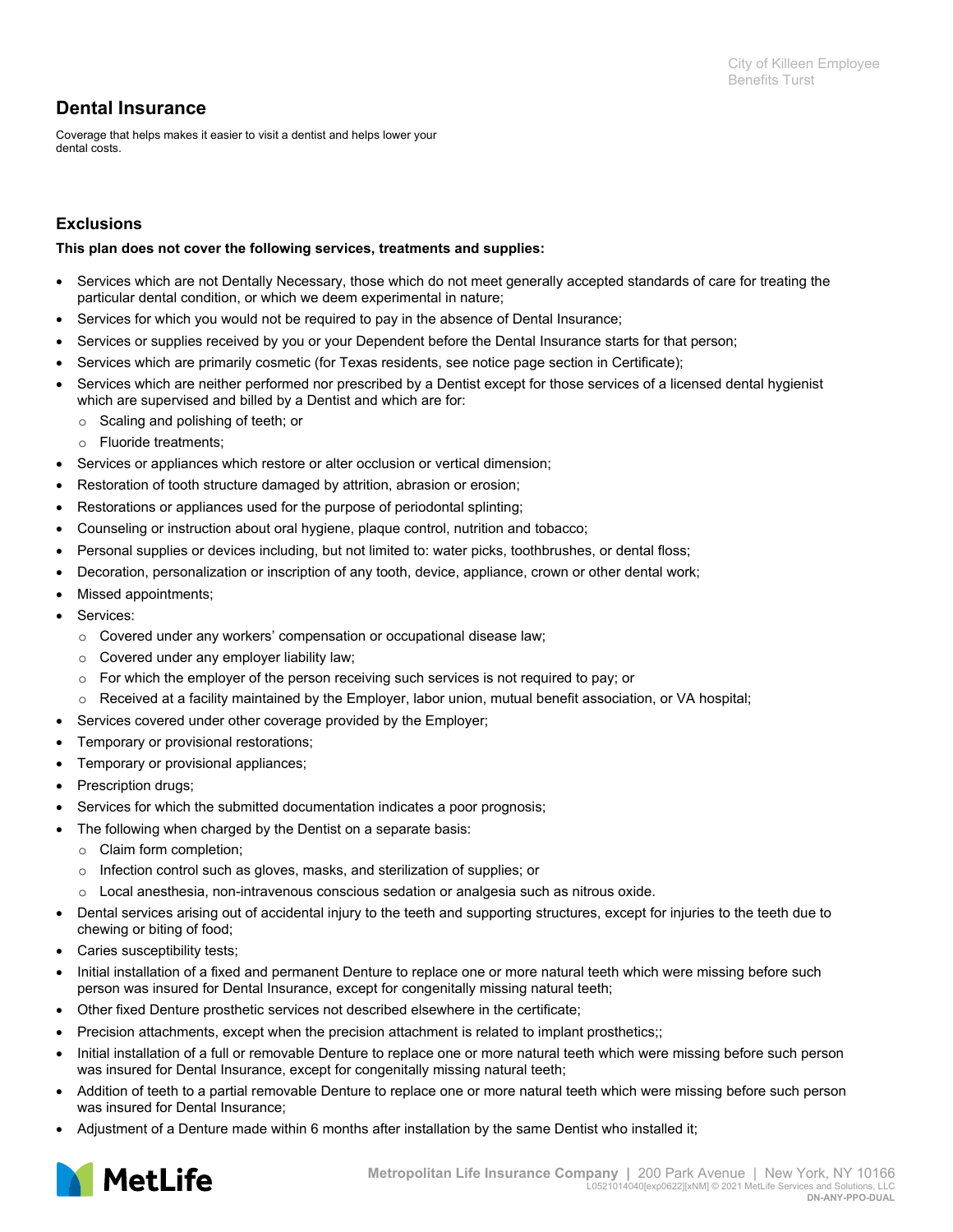## Dental Insurance

Coverage that helps makes it easier to visit a dentist and helps lower your dental costs.

### Exclusions

**This plan does not cover the following services, treatments and supplies:**

- Services which are not Dentally Necessary, those which do not meet generally accepted standards of care for treating the particular dental condition, or which we deem experimental in nature;
- Services for which you would not be required to pay in the absence of Dental Insurance;
- Services or supplies received by you or your Dependent before the Dental Insurance starts for that person;
- Services which are primarily cosmetic (for Texas residents, see notice page section in Certificate);
- Services which are neither performed nor prescribed by a Dentist except for those services of a licensed dental hygienist which are supervised and billed by a Dentist and which are for:
  - Scaling and polishing of teeth; or
  - Fluoride treatments;
- Services or appliances which restore or alter occlusion or vertical dimension;
- Restoration of tooth structure damaged by attrition, abrasion or erosion;
- Restorations or appliances used for the purpose of periodontal splinting;
- Counseling or instruction about oral hygiene, plaque control, nutrition and tobacco;
- Personal supplies or devices including, but not limited to: water picks, toothbrushes, or dental floss;
- Decoration, personalization or inscription of any tooth, device, appliance, crown or other dental work;
- Missed appointments;
- Services:
  - Covered under any workers' compensation or occupational disease law;
  - Covered under any employer liability law;
  - For which the employer of the person receiving such services is not required to pay; or
  - Received at a facility maintained by the Employer, labor union, mutual benefit association, or VA hospital;
- Services covered under other coverage provided by the Employer;
- Temporary or provisional restorations;
- Temporary or provisional appliances;
- Prescription drugs;
- Services for which the submitted documentation indicates a poor prognosis;
- The following when charged by the Dentist on a separate basis:
  - Claim form completion;
  - Infection control such as gloves, masks, and sterilization of supplies; or
  - Local anesthesia, non-intravenous conscious sedation or analgesia such as nitrous oxide.
- Dental services arising out of accidental injury to the teeth and supporting structures, except for injuries to the teeth due to chewing or biting of food;
- Caries susceptibility tests;
- Initial installation of a fixed and permanent Denture to replace one or more natural teeth which were missing before such person was insured for Dental Insurance, except for congenitally missing natural teeth;
- Other fixed Denture prosthetic services not described elsewhere in the certificate;
- Precision attachments, except when the precision attachment is related to implant prosthetics;;
- Initial installation of a full or removable Denture to replace one or more natural teeth which were missing before such person was insured for Dental Insurance, except for congenitally missing natural teeth;
- Addition of teeth to a partial removable Denture to replace one or more natural teeth which were missing before such person was insured for Dental Insurance;
- Adjustment of a Denture made within 6 months after installation by the same Dentist who installed it;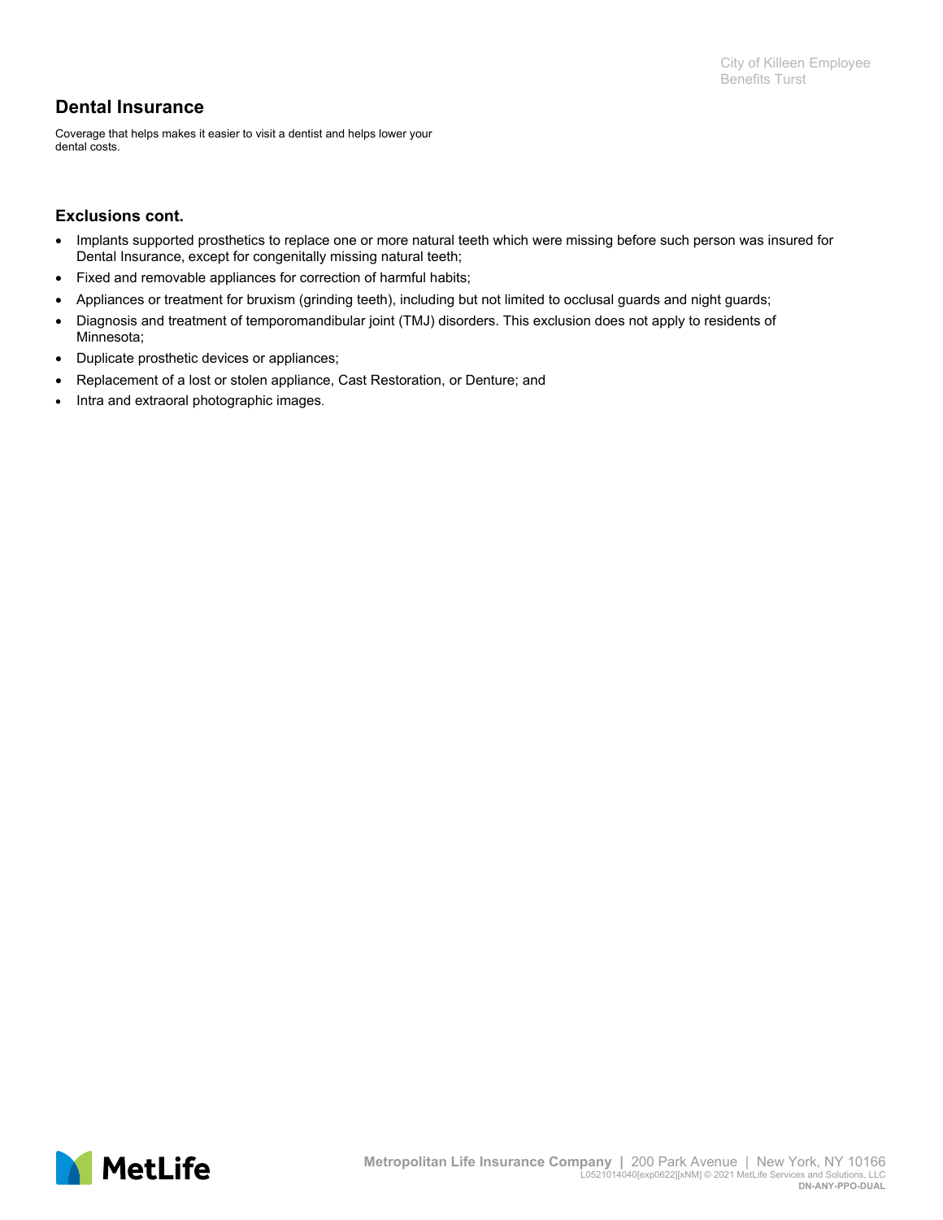## Dental Insurance

Coverage that helps makes it easier to visit a dentist and helps lower your dental costs.

### Exclusions cont.

- Implants supported prosthetics to replace one or more natural teeth which were missing before such person was insured for Dental Insurance, except for congenitally missing natural teeth;
- Fixed and removable appliances for correction of harmful habits;
- Appliances or treatment for bruxism (grinding teeth), including but not limited to occlusal guards and night guards;
- Diagnosis and treatment of temporomandibular joint (TMJ) disorders. This exclusion does not apply to residents of Minnesota;
- Duplicate prosthetic devices or appliances;
- Replacement of a lost or stolen appliance, Cast Restoration, or Denture; and
- Intra and extraoral photographic images.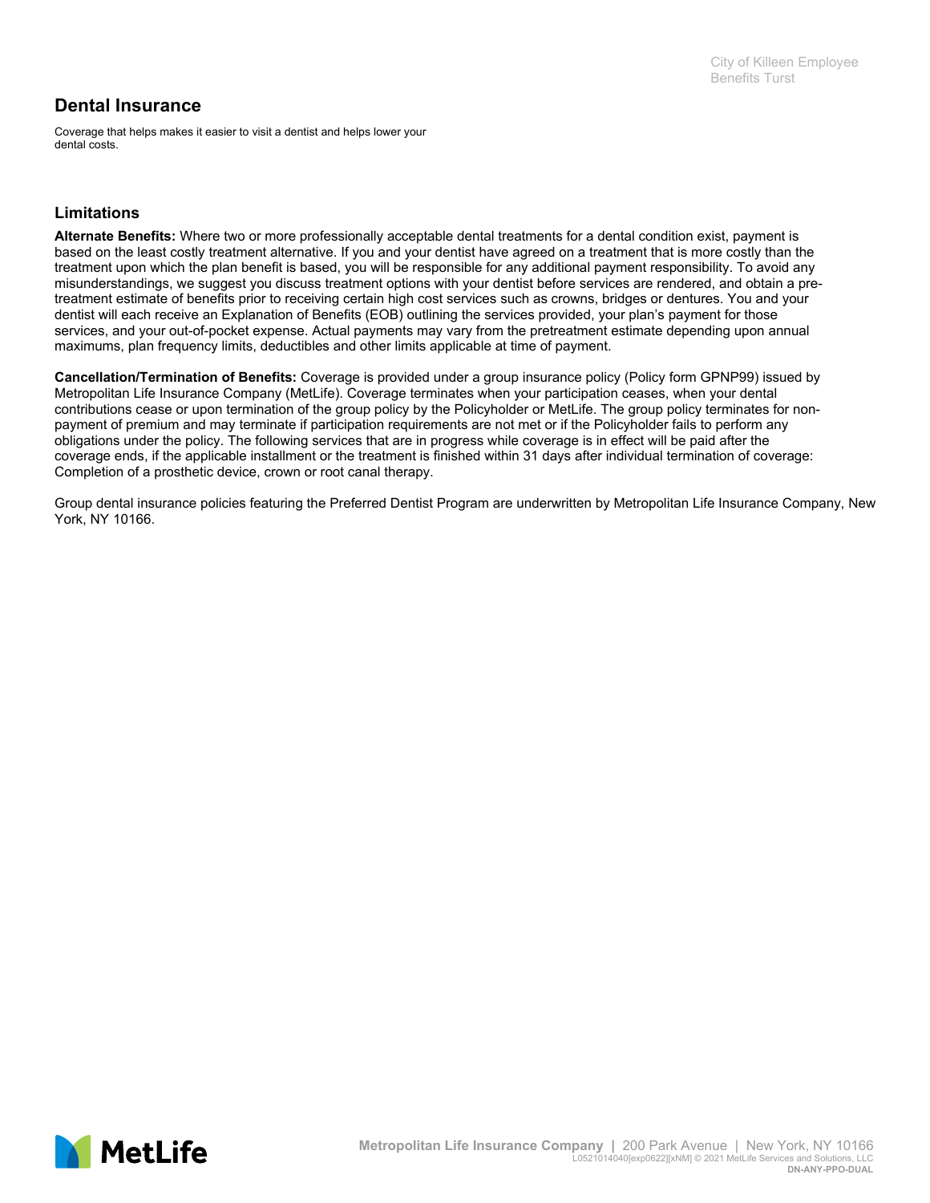## Dental Insurance

Coverage that helps makes it easier to visit a dentist and helps lower your dental costs.

### Limitations

**Alternate Benefits:** Where two or more professionally acceptable dental treatments for a dental condition exist, payment is based on the least costly treatment alternative. If you and your dentist have agreed on a treatment that is more costly than the treatment upon which the plan benefit is based, you will be responsible for any additional payment responsibility. To avoid any misunderstandings, we suggest you discuss treatment options with your dentist before services are rendered, and obtain a pre-treatment estimate of benefits prior to receiving certain high cost services such as crowns, bridges or dentures. You and your dentist will each receive an Explanation of Benefits (EOB) outlining the services provided, your plan's payment for those services, and your out-of-pocket expense. Actual payments may vary from the pretreatment estimate depending upon annual maximums, plan frequency limits, deductibles and other limits applicable at time of payment.

**Cancellation/Termination of Benefits:** Coverage is provided under a group insurance policy (Policy form GPNP99) issued by Metropolitan Life Insurance Company (MetLife). Coverage terminates when your participation ceases, when your dental contributions cease or upon termination of the group policy by the Policyholder or MetLife. The group policy terminates for non-payment of premium and may terminate if participation requirements are not met or if the Policyholder fails to perform any obligations under the policy. The following services that are in progress while coverage is in effect will be paid after the coverage ends, if the applicable installment or the treatment is finished within 31 days after individual termination of coverage: Completion of a prosthetic device, crown or root canal therapy.

Group dental insurance policies featuring the Preferred Dentist Program are underwritten by Metropolitan Life Insurance Company, New York, NY 10166.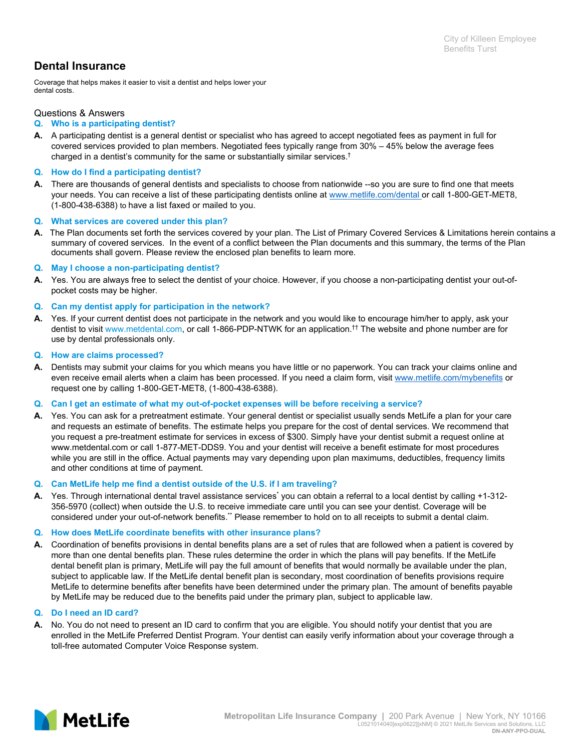# Dental Insurance

Coverage that helps makes it easier to visit a dentist and helps lower your dental costs.

## Questions & Answers

**Q. Who is a participating dentist?**

**A.** A participating dentist is a general dentist or specialist who has agreed to accept negotiated fees as payment in full for covered services provided to plan members. Negotiated fees typically range from 30% – 45% below the average fees charged in a dentist's community for the same or substantially similar services.†

**Q. How do I find a participating dentist?**

**A.** There are thousands of general dentists and specialists to choose from nationwide --so you are sure to find one that meets your needs. You can receive a list of these participating dentists online at www.metlife.com/dental or call 1-800-GET-MET8, (1-800-438-6388) to have a list faxed or mailed to you.

**Q. What services are covered under this plan?**

**A.** The Plan documents set forth the services covered by your plan. The List of Primary Covered Services & Limitations herein contains a summary of covered services. In the event of a conflict between the Plan documents and this summary, the terms of the Plan documents shall govern. Please review the enclosed plan benefits to learn more.

**Q. May I choose a non-participating dentist?**

**A.** Yes. You are always free to select the dentist of your choice. However, if you choose a non-participating dentist your out-of-pocket costs may be higher.

**Q. Can my dentist apply for participation in the network?**

**A.** Yes. If your current dentist does not participate in the network and you would like to encourage him/her to apply, ask your dentist to visit www.metdental.com, or call 1-866-PDP-NTWK for an application.†† The website and phone number are for use by dental professionals only.

**Q. How are claims processed?**

**A.** Dentists may submit your claims for you which means you have little or no paperwork. You can track your claims online and even receive email alerts when a claim has been processed. If you need a claim form, visit www.metlife.com/mybenefits or request one by calling 1-800-GET-MET8, (1-800-438-6388).

**Q. Can I get an estimate of what my out-of-pocket expenses will be before receiving a service?**

**A.** Yes. You can ask for a pretreatment estimate. Your general dentist or specialist usually sends MetLife a plan for your care and requests an estimate of benefits. The estimate helps you prepare for the cost of dental services. We recommend that you request a pre-treatment estimate for services in excess of $300. Simply have your dentist submit a request online at www.metdental.com or call 1-877-MET-DDS9. You and your dentist will receive a benefit estimate for most procedures while you are still in the office. Actual payments may vary depending upon plan maximums, deductibles, frequency limits and other conditions at time of payment.

**Q. Can MetLife help me find a dentist outside of the U.S. if I am traveling?**

**A.** Yes. Through international dental travel assistance services* you can obtain a referral to a local dentist by calling +1-312-356-5970 (collect) when outside the U.S. to receive immediate care until you can see your dentist. Coverage will be considered under your out-of-network benefits.** Please remember to hold on to all receipts to submit a dental claim.

**Q. How does MetLife coordinate benefits with other insurance plans?**

**A.** Coordination of benefits provisions in dental benefits plans are a set of rules that are followed when a patient is covered by more than one dental benefits plan. These rules determine the order in which the plans will pay benefits. If the MetLife dental benefit plan is primary, MetLife will pay the full amount of benefits that would normally be available under the plan, subject to applicable law. If the MetLife dental benefit plan is secondary, most coordination of benefits provisions require MetLife to determine benefits after benefits have been determined under the primary plan. The amount of benefits payable by MetLife may be reduced due to the benefits paid under the primary plan, subject to applicable law.

**Q. Do I need an ID card?**

**A.** No. You do not need to present an ID card to confirm that you are eligible. You should notify your dentist that you are enrolled in the MetLife Preferred Dentist Program. Your dentist can easily verify information about your coverage through a toll-free automated Computer Voice Response system.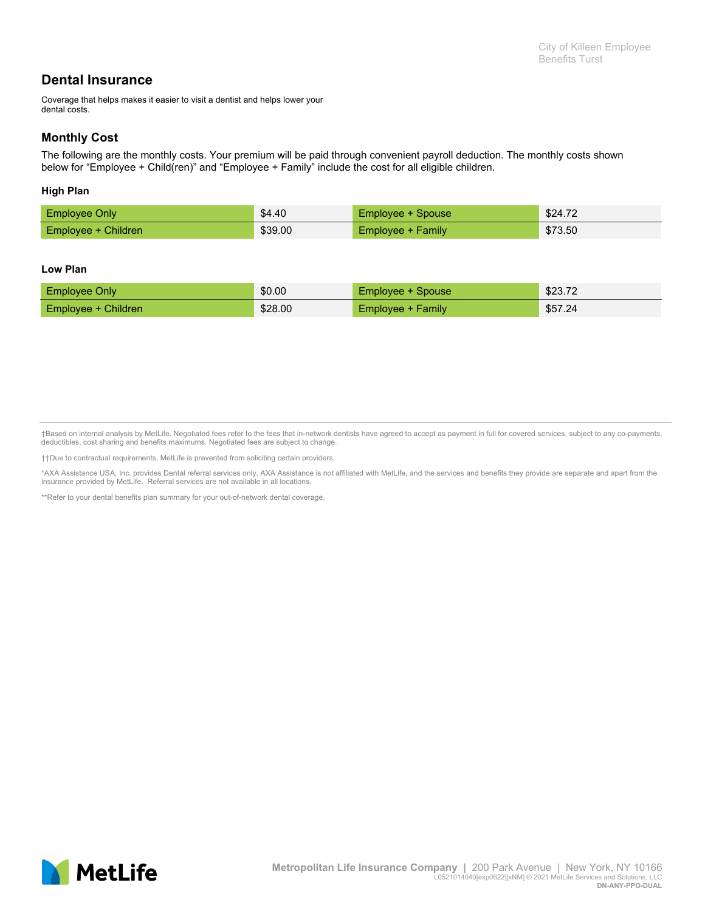## Dental Insurance

Coverage that helps makes it easier to visit a dentist and helps lower your dental costs.

### Monthly Cost

The following are the monthly costs. Your premium will be paid through convenient payroll deduction. The monthly costs shown below for “Employee + Child(ren)” and “Employee + Family” include the cost for all eligible children.

#### High Plan

| | | | |
|---|---|---|---|
| Employee Only | $4.40 | Employee + Spouse | $24.72 |
| Employee + Children | $39.00 | Employee + Family | $73.50 |

#### Low Plan

| | | | |
|---|---|---|---|
| Employee Only | $0.00 | Employee + Spouse | $23.72 |
| Employee + Children | $28.00 | Employee + Family | $57.24 |

---

†Based on internal analysis by MetLife. Negotiated fees refer to the fees that in-network dentists have agreed to accept as payment in full for covered services, subject to any co-payments, deductibles, cost sharing and benefits maximums. Negotiated fees are subject to change.

††Due to contractual requirements, MetLife is prevented from soliciting certain providers.

*AXA Assistance USA, Inc. provides Dental referral services only. AXA Assistance is not affiliated with MetLife, and the services and benefits they provide are separate and apart from the insurance provided by MetLife. Referral services are not available in all locations.

**Refer to your dental benefits plan summary for your out-of-network dental coverage.